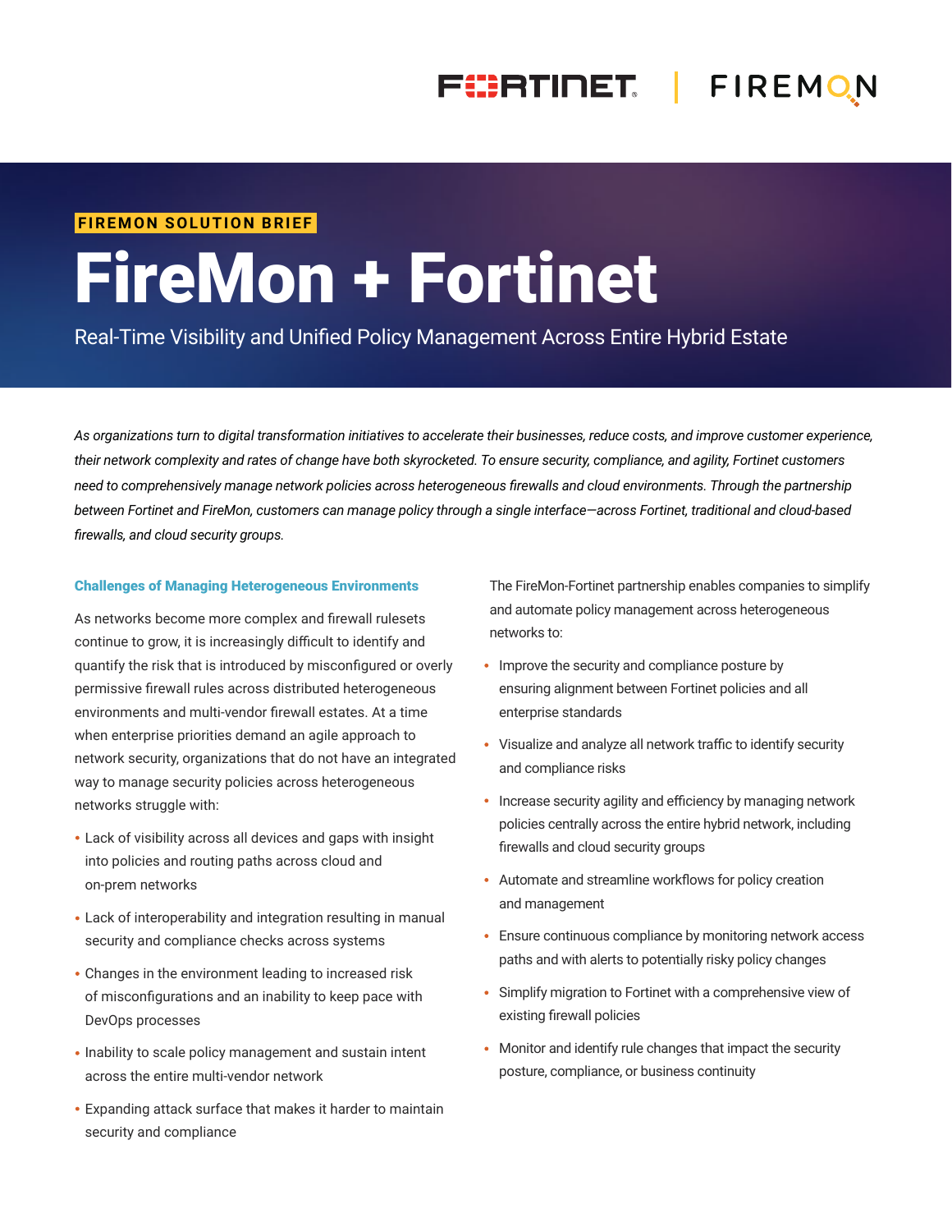FIREMON SOLUTION BRIEF

# FireMon + Fortinet

Real-Time Visibility and Unified Policy Management Across Entire Hybrid Estate

*As organizations turn to digital transformation initiatives to accelerate their businesses, reduce costs, and improve customer experience, their network complexity and rates of change have both skyrocketed. To ensure security, compliance, and agility, Fortinet customers need to comprehensively manage network policies across heterogeneous firewalls and cloud environments. Through the partnership between Fortinet and FireMon, customers can manage policy through a single interface—across Fortinet, traditional and cloud-based firewalls, and cloud security groups.*

## Challenges of Managing Heterogeneous Environments

As networks become more complex and firewall rulesets continue to grow, it is increasingly difficult to identify and quantify the risk that is introduced by misconfigured or overly permissive firewall rules across distributed heterogeneous environments and multi-vendor firewall estates. At a time when enterprise priorities demand an agile approach to network security, organizations that do not have an integrated way to manage security policies across heterogeneous networks struggle with:

- Lack of visibility across all devices and gaps with insight into policies and routing paths across cloud and on-prem networks
- Lack of interoperability and integration resulting in manual security and compliance checks across systems
- Changes in the environment leading to increased risk of misconfigurations and an inability to keep pace with DevOps processes
- Inability to scale policy management and sustain intent across the entire multi-vendor network
- Expanding attack surface that makes it harder to maintain security and compliance

The FireMon-Fortinet partnership enables companies to simplify and automate policy management across heterogeneous networks to:

- Improve the security and compliance posture by ensuring alignment between Fortinet policies and all enterprise standards
- Visualize and analyze all network traffic to identify security and compliance risks
- Increase security agility and efficiency by managing network policies centrally across the entire hybrid network, including firewalls and cloud security groups
- Automate and streamline workflows for policy creation and management
- Ensure continuous compliance by monitoring network access paths and with alerts to potentially risky policy changes
- Simplify migration to Fortinet with a comprehensive view of existing firewall policies
- Monitor and identify rule changes that impact the security posture, compliance, or business continuity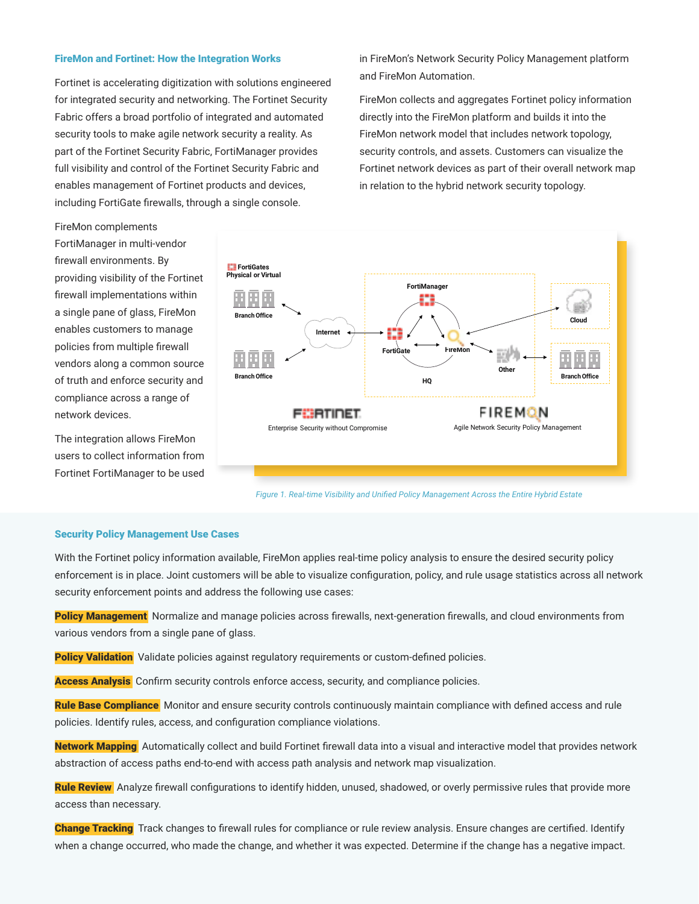## FireMon and Fortinet: How the Integration Works

Fortinet is accelerating digitization with solutions engineered for integrated security and networking. The Fortinet Security Fabric offers a broad portfolio of integrated and automated security tools to make agile network security a reality. As part of the Fortinet Security Fabric, FortiManager provides full visibility and control of the Fortinet Security Fabric and enables management of Fortinet products and devices, including FortiGate firewalls, through a single console.

FireMon complements FortiManager in multi-vendor firewall environments. By providing visibility of the Fortinet firewall implementations within a single pane of glass, FireMon enables customers to manage policies from multiple firewall vendors along a common source of truth and enforce security and compliance across a range of network devices.

The integration allows FireMon users to collect information from Fortinet FortiManager to be used in FireMon's Network Security Policy Management platform and FireMon Automation.

FireMon collects and aggregates Fortinet policy information directly into the FireMon platform and builds it into the FireMon network model that includes network topology, security controls, and assets. Customers can visualize the Fortinet network devices as part of their overall network map in relation to the hybrid network security topology.

*Figure 1. Real-time Visibility and Unified Policy Management Across the Entire Hybrid Estate*

## Security Policy Management Use Cases

With the Fortinet policy information available, FireMon applies real-time policy analysis to ensure the desired security policy enforcement is in place. Joint customers will be able to visualize configuration, policy, and rule usage statistics across all network security enforcement points and address the following use cases:

**Policy Management** Normalize and manage policies across firewalls, next-generation firewalls, and cloud environments from various vendors from a single pane of glass.

**Policy Validation** Validate policies against regulatory requirements or custom-defined policies.

**Access Analysis** Confirm security controls enforce access, security, and compliance policies.

**Rule Base Compliance** Monitor and ensure security controls continuously maintain compliance with defined access and rule policies. Identify rules, access, and configuration compliance violations.

**Network Mapping** Automatically collect and build Fortinet firewall data into a visual and interactive model that provides network abstraction of access paths end-to-end with access path analysis and network map visualization.

**Rule Review** Analyze firewall configurations to identify hidden, unused, shadowed, or overly permissive rules that provide more access than necessary.

**Change Tracking** Track changes to firewall rules for compliance or rule review analysis. Ensure changes are certified. Identify when a change occurred, who made the change, and whether it was expected. Determine if the change has a negative impact.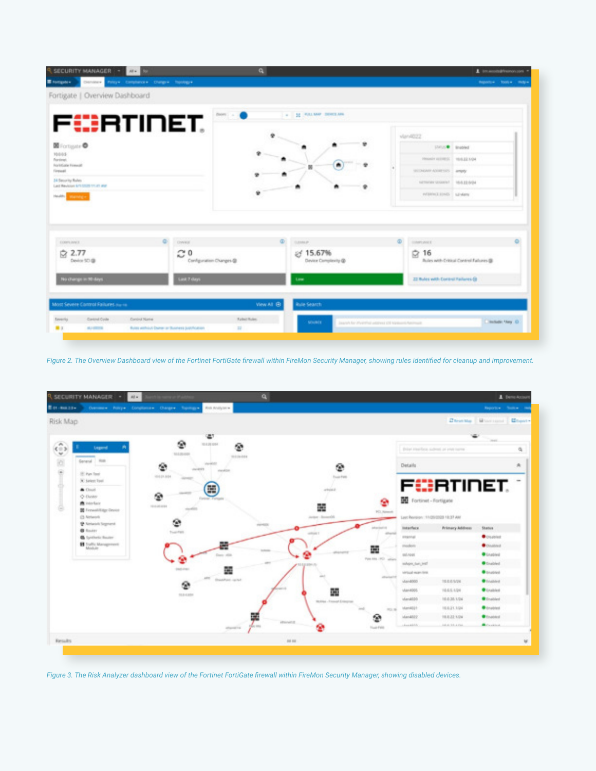Figure 2. The Overview Dashboard view of the Fortinet FortiGate firewall within FireMon Security Manager, showing rules identified for cleanup and improvement.

Figure 3. The Risk Analyzer dashboard view of the Fortinet FortiGate firewall within FireMon Security Manager, showing disabled devices.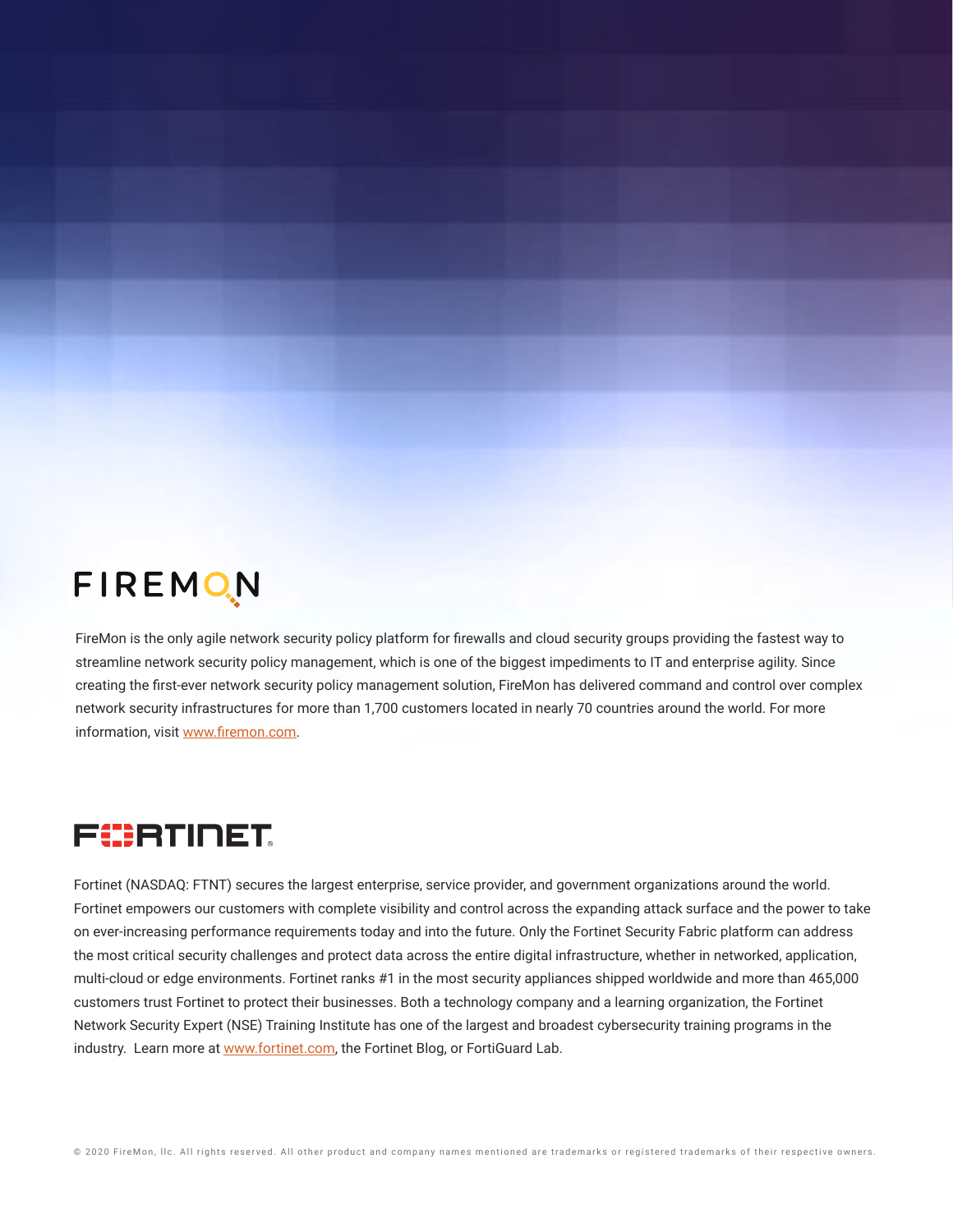FIREMON

FireMon is the only agile network security policy platform for firewalls and cloud security groups providing the fastest way to streamline network security policy management, which is one of the biggest impediments to IT and enterprise agility. Since creating the first-ever network security policy management solution, FireMon has delivered command and control over complex network security infrastructures for more than 1,700 customers located in nearly 70 countries around the world. For more information, visit www.firemon.com.

FORTINET

Fortinet (NASDAQ: FTNT) secures the largest enterprise, service provider, and government organizations around the world. Fortinet empowers our customers with complete visibility and control across the expanding attack surface and the power to take on ever-increasing performance requirements today and into the future. Only the Fortinet Security Fabric platform can address the most critical security challenges and protect data across the entire digital infrastructure, whether in networked, application, multi-cloud or edge environments. Fortinet ranks #1 in the most security appliances shipped worldwide and more than 465,000 customers trust Fortinet to protect their businesses. Both a technology company and a learning organization, the Fortinet Network Security Expert (NSE) Training Institute has one of the largest and broadest cybersecurity training programs in the industry. Learn more at www.fortinet.com, the Fortinet Blog, or FortiGuard Lab.

© 2020 FireMon, llc. All rights reserved. All other product and company names mentioned are trademarks or registered trademarks of their respective owners.